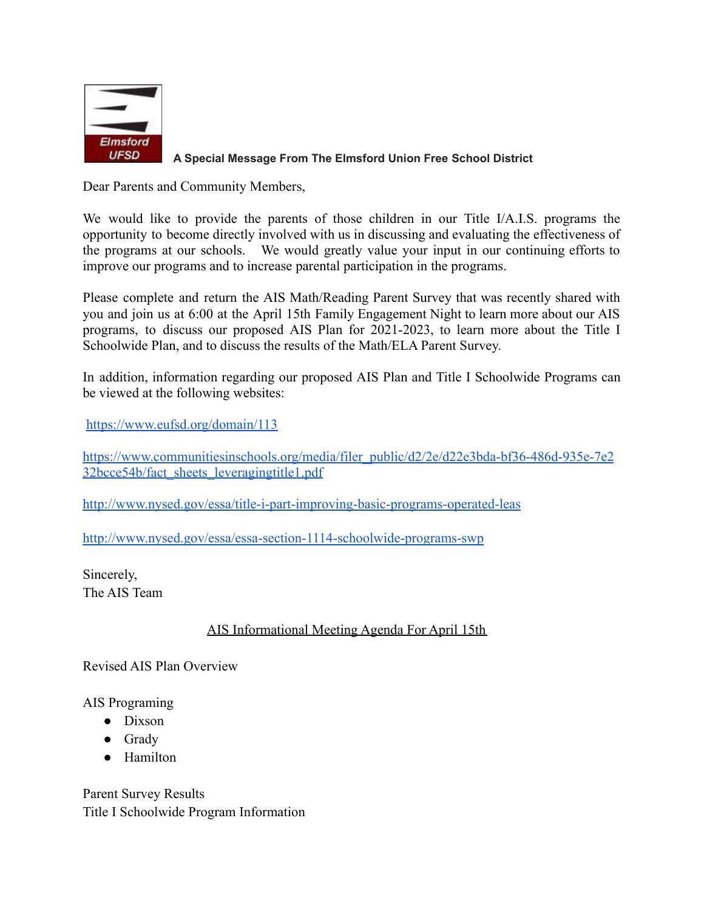**A Special Message From The Elmsford Union Free School District**

Dear Parents and Community Members,

We would like to provide the parents of those children in our Title I/A.I.S. programs the opportunity to become directly involved with us in discussing and evaluating the effectiveness of the programs at our schools. We would greatly value your input in our continuing efforts to improve our programs and to increase parental participation in the programs.

Please complete and return the AIS Math/Reading Parent Survey that was recently shared with you and join us at 6:00 at the April 15th Family Engagement Night to learn more about our AIS programs, to discuss our proposed AIS Plan for 2021-2023, to learn more about the Title I Schoolwide Plan, and to discuss the results of the Math/ELA Parent Survey.

In addition, information regarding our proposed AIS Plan and Title I Schoolwide Programs can be viewed at the following websites:

https://www.eufsd.org/domain/113

https://www.communitiesinschools.org/media/filer_public/d2/2e/d22e3bda-bf36-486d-935e-7e232bcce54b/fact_sheets_leveragingtitle1.pdf

http://www.nysed.gov/essa/title-i-part-improving-basic-programs-operated-leas

http://www.nysed.gov/essa/essa-section-1114-schoolwide-programs-swp

Sincerely,
The AIS Team

## AIS Informational Meeting Agenda For April 15th

Revised AIS Plan Overview

AIS Programing
- Dixson
- Grady
- Hamilton

Parent Survey Results
Title I Schoolwide Program Information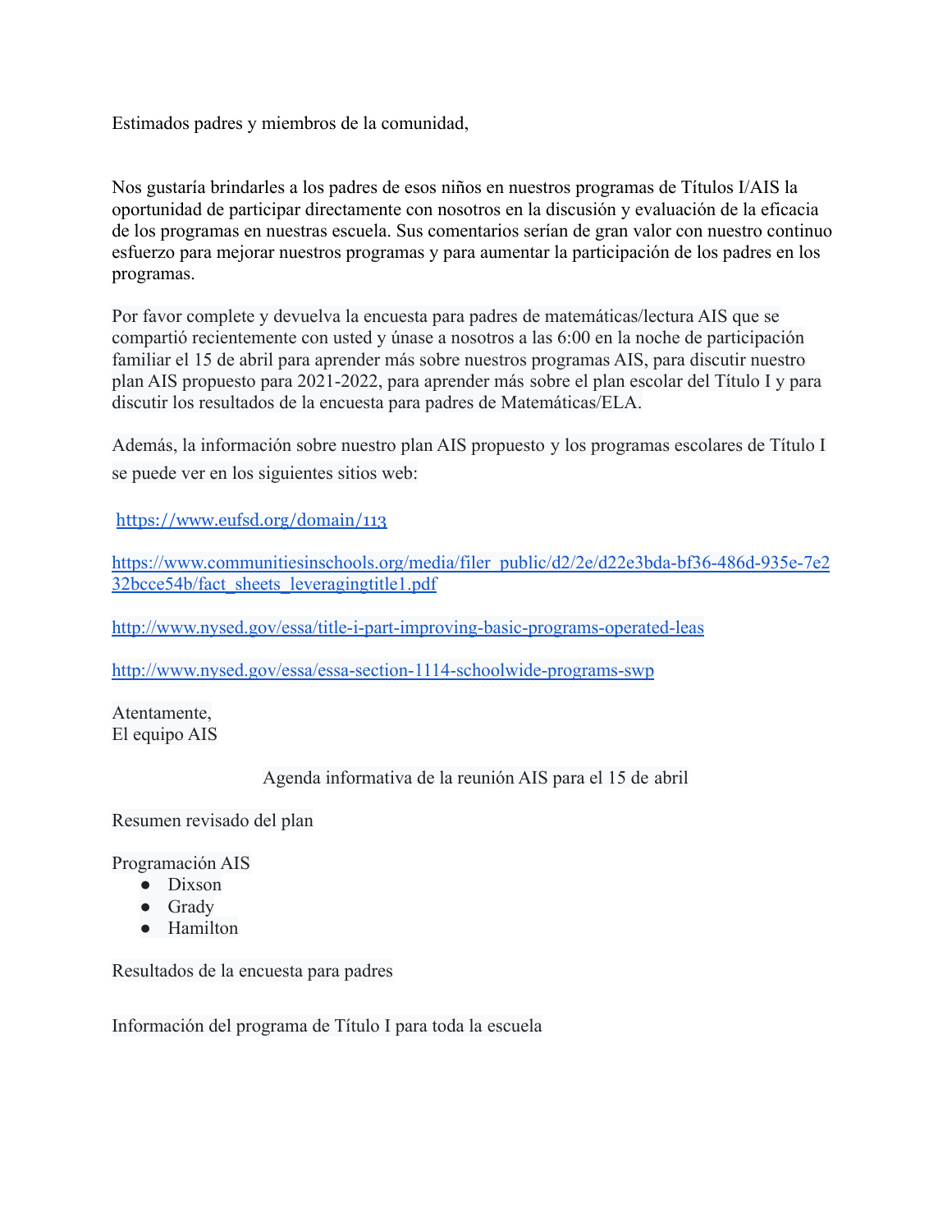Estimados padres y miembros de la comunidad,

Nos gustaría brindarles a los padres de esos niños en nuestros programas de Títulos I/AIS la oportunidad de participar directamente con nosotros en la discusión y evaluación de la eficacia de los programas en nuestras escuela. Sus comentarios serían de gran valor con nuestro continuo esfuerzo para mejorar nuestros programas y para aumentar la participación de los padres en los programas.

Por favor complete y devuelva la encuesta para padres de matemáticas/lectura AIS que se compartió recientemente con usted y únase a nosotros a las 6:00 en la noche de participación familiar el 15 de abril para aprender más sobre nuestros programas AIS, para discutir nuestro plan AIS propuesto para 2021-2022, para aprender más sobre el plan escolar del Título I y para discutir los resultados de la encuesta para padres de Matemáticas/ELA.

Además, la información sobre nuestro plan AIS propuesto y los programas escolares de Título I se puede ver en los siguientes sitios web:

https://www.eufsd.org/domain/113

https://www.communitiesinschools.org/media/filer_public/d2/2e/d22e3bda-bf36-486d-935e-7e232bcce54b/fact_sheets_leveragingtitle1.pdf

http://www.nysed.gov/essa/title-i-part-improving-basic-programs-operated-leas

http://www.nysed.gov/essa/essa-section-1114-schoolwide-programs-swp

Atentamente,
El equipo AIS

## Agenda informativa de la reunión AIS para el 15 de abril

Resumen revisado del plan

Programación AIS
- Dixson
- Grady
- Hamilton

Resultados de la encuesta para padres

Información del programa de Título I para toda la escuela